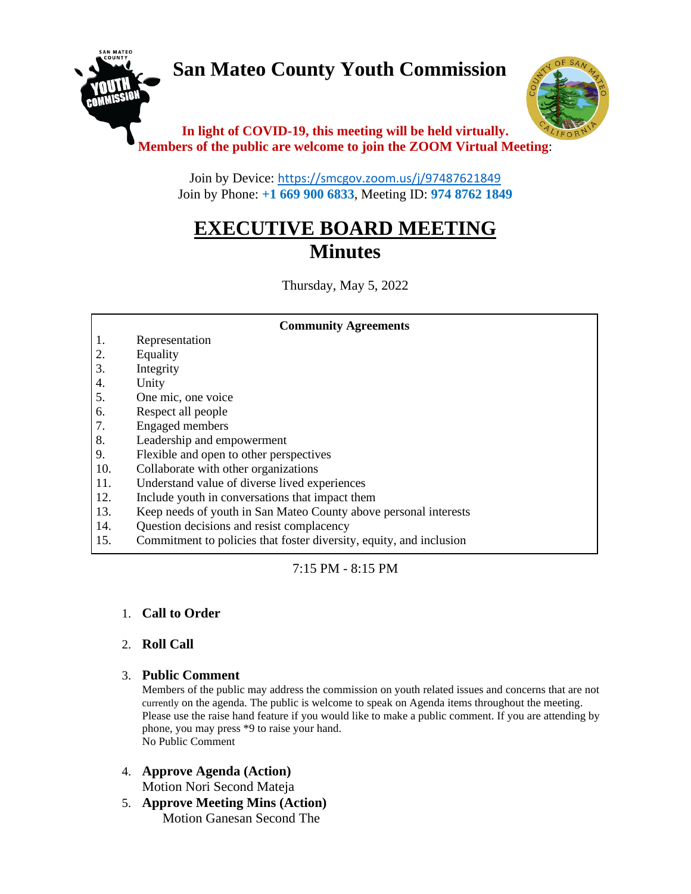# San Mateo County Youth Commission

**In light of COVID-19, this meeting will be held virtually.**
**Members of the public are welcome to join the ZOOM Virtual Meeting**:

Join by Device: https://smcgov.zoom.us/j/97487621849
Join by Phone: **+1 669 900 6833**, Meeting ID: **974 8762 1849**

# EXECUTIVE BOARD MEETING
## Minutes

Thursday, May 5, 2022

**Community Agreements**

1. Representation
2. Equality
3. Integrity
4. Unity
5. One mic, one voice
6. Respect all people
7. Engaged members
8. Leadership and empowerment
9. Flexible and open to other perspectives
10. Collaborate with other organizations
11. Understand value of diverse lived experiences
12. Include youth in conversations that impact them
13. Keep needs of youth in San Mateo County above personal interests
14. Question decisions and resist complacency
15. Commitment to policies that foster diversity, equity, and inclusion

7:15 PM - 8:15 PM

1. **Call to Order**
2. **Roll Call**
3. **Public Comment**
   Members of the public may address the commission on youth related issues and concerns that are not currently on the agenda. The public is welcome to speak on Agenda items throughout the meeting. Please use the raise hand feature if you would like to make a public comment. If you are attending by phone, you may press *9 to raise your hand.
   No Public Comment
4. **Approve Agenda (Action)**
   Motion Nori Second Mateja
5. **Approve Meeting Mins (Action)**
   Motion Ganesan Second The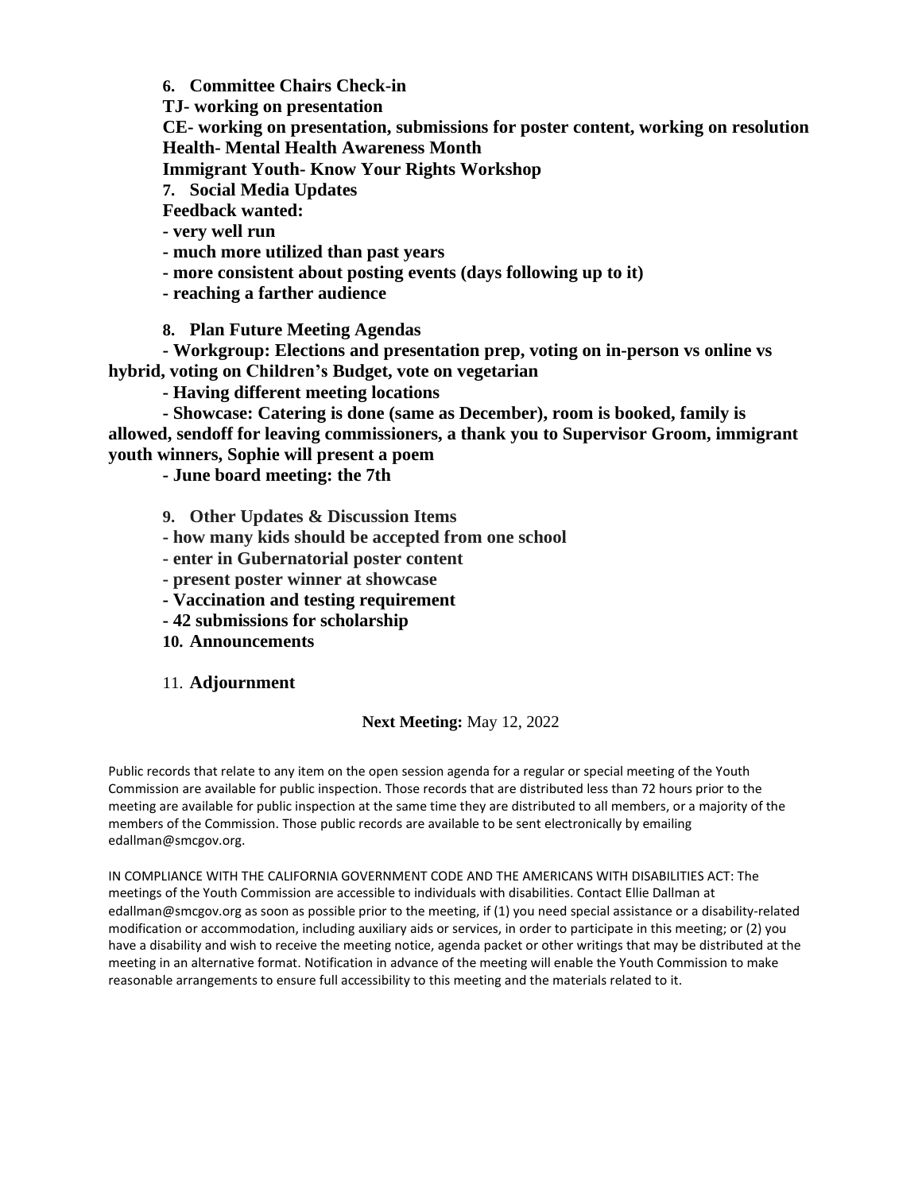6. **Committee Chairs Check-in**

**TJ- working on presentation**

**CE- working on presentation, submissions for poster content, working on resolution**

**Health- Mental Health Awareness Month**

**Immigrant Youth- Know Your Rights Workshop**

7. **Social Media Updates**

**Feedback wanted:**

**- very well run**

**- much more utilized than past years**

**- more consistent about posting events (days following up to it)**

**- reaching a farther audience**

8. **Plan Future Meeting Agendas**

**- Workgroup: Elections and presentation prep, voting on in-person vs online vs hybrid, voting on Children's Budget, vote on vegetarian**

**- Having different meeting locations**

**- Showcase: Catering is done (same as December), room is booked, family is allowed, sendoff for leaving commissioners, a thank you to Supervisor Groom, immigrant youth winners, Sophie will present a poem**

**- June board meeting: the 7th**

9. **Other Updates & Discussion Items**

**- how many kids should be accepted from one school**

**- enter in Gubernatorial poster content**

**- present poster winner at showcase**

**- Vaccination and testing requirement**

**- 42 submissions for scholarship**

10. **Announcements**

11. **Adjournment**

**Next Meeting:** May 12, 2022

Public records that relate to any item on the open session agenda for a regular or special meeting of the Youth Commission are available for public inspection. Those records that are distributed less than 72 hours prior to the meeting are available for public inspection at the same time they are distributed to all members, or a majority of the members of the Commission. Those public records are available to be sent electronically by emailing edallman@smcgov.org.

IN COMPLIANCE WITH THE CALIFORNIA GOVERNMENT CODE AND THE AMERICANS WITH DISABILITIES ACT: The meetings of the Youth Commission are accessible to individuals with disabilities. Contact Ellie Dallman at edallman@smcgov.org as soon as possible prior to the meeting, if (1) you need special assistance or a disability-related modification or accommodation, including auxiliary aids or services, in order to participate in this meeting; or (2) you have a disability and wish to receive the meeting notice, agenda packet or other writings that may be distributed at the meeting in an alternative format. Notification in advance of the meeting will enable the Youth Commission to make reasonable arrangements to ensure full accessibility to this meeting and the materials related to it.